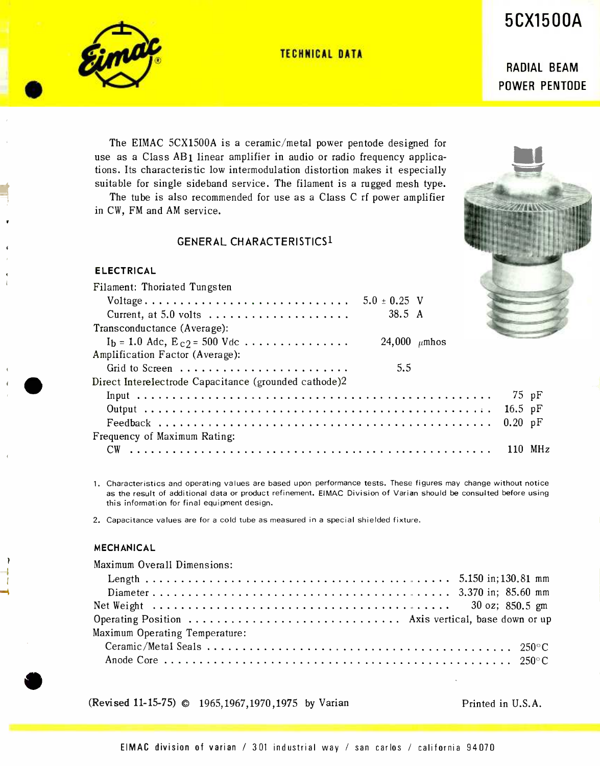# 5CX1500A

## RADIAL BEAM POWER PENTODE

TECHNICAL DATA

The EIMAC 5CX1500A is a ceramic/metal power pentode designed for use as a Class $AB_1$ linear amplifier in audio or radio frequency applications. Its characteristic low intermodulation distortion makes it especially suitable for single sideband service. The filament is a rugged mesh type.

The tube is also recommended for use as a Class C rf power amplifier in CW, FM and AM service.

### GENERAL CHARACTERISTICS[1]

#### ELECTRICAL

| | |
|---|---|
| Filament: Thoriated Tungsten | |
| Voltage | 5.0 ± 0.25 V |
| Current, at 5.0 volts | 38.5 A |
| Transconductance (Average): | |
| $I_b$ = 1.0 Adc, $E_{c2}$ = 500 Vdc | 24,000 μmhos |
| Amplification Factor (Average): | |
| Grid to Screen | 5.5 |
| Direct Interelectrode Capacitance (grounded cathode)[2] | |
| Input | 75 pF |
| Output | 16.5 pF |
| Feedback | 0.20 pF |
| Frequency of Maximum Rating: | |
| CW | 110 MHz |

1. Characteristics and operating values are based upon performance tests. These figures may change without notice as the result of additional data or product refinement. EIMAC Division of Varian should be consulted before using this information for final equipment design.

2. Capacitance values are for a cold tube as measured in a special shielded fixture.

#### MECHANICAL

| | |
|---|---|
| Maximum Overall Dimensions: | |
| Length | 5.150 in; 130.81 mm |
| Diameter | 3.370 in; 85.60 mm |
| Net Weight | 30 oz; 850.5 gm |
| Operating Position | Axis vertical, base down or up |
| Maximum Operating Temperature: | |
| Ceramic/Metal Seals | 250°C |
| Anode Core | 250°C |

(Revised 11-15-75) © 1965,1967,1970,1975 by Varian

Printed in U.S.A.

EIMAC division of varian / 301 industrial way / san carlos / california 94070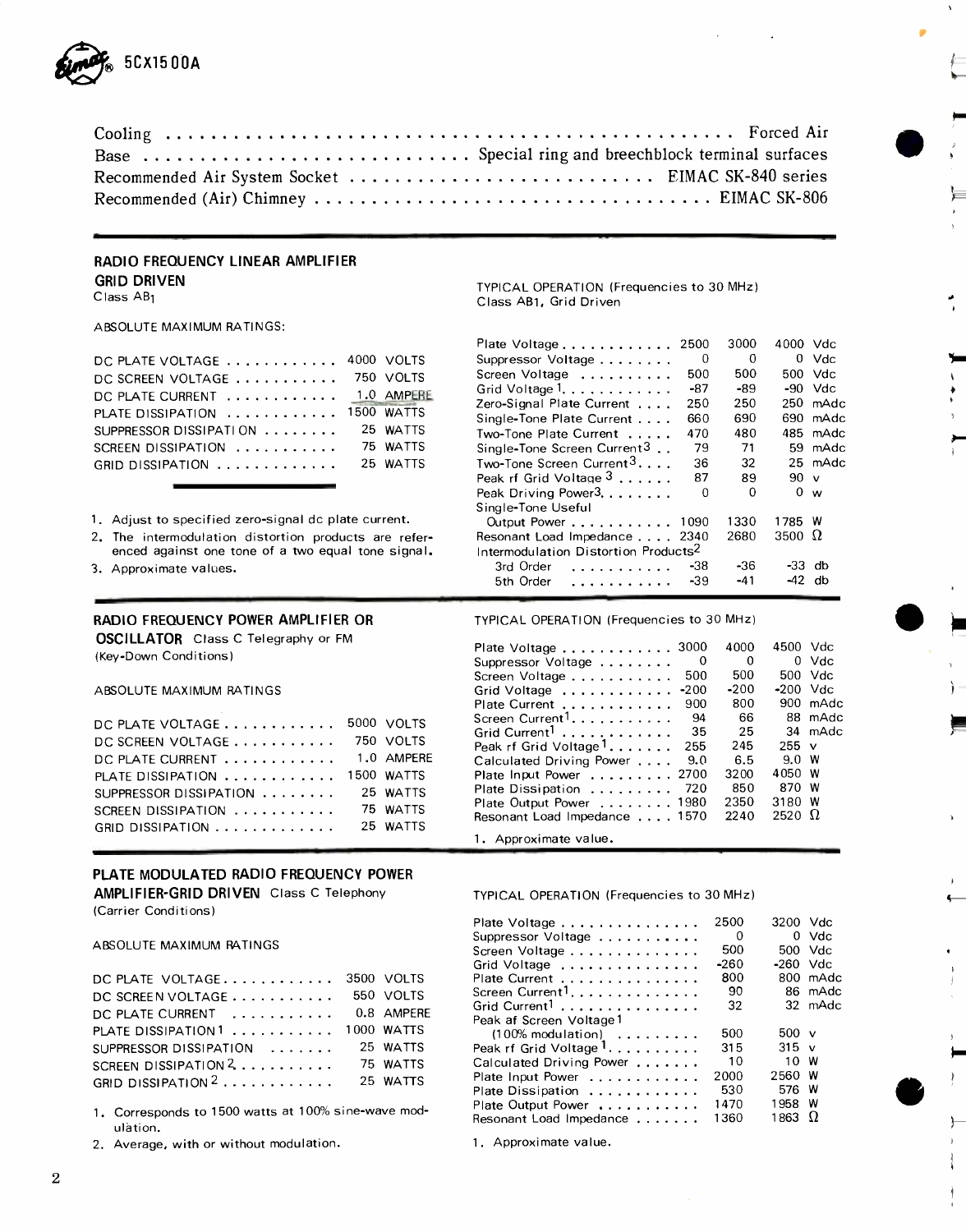Cooling . . . . . . . . . . . . . . . . . . . . . . . . . . . . . . . . . . . . . . . . . . . . . . Forced Air
Base . . . . . . . . . . . . . . . . . . . . . . . . . . . . Special ring and breechblock terminal surfaces
Recommended Air System Socket . . . . . . . . . . . . . . . . . . . . . . . . . EIMAC SK-840 series
Recommended (Air) Chimney . . . . . . . . . . . . . . . . . . . . . . . . . . . . . . . . . EIMAC SK-806

## RADIO FREQUENCY LINEAR AMPLIFIER GRID DRIVEN

Class $AB_1$

ABSOLUTE MAXIMUM RATINGS:

| | | |
|---|---|---|
| DC PLATE VOLTAGE | 4000 | VOLTS |
| DC SCREEN VOLTAGE | 750 | VOLTS |
| DC PLATE CURRENT | 1.0 | AMPERE |
| PLATE DISSIPATION | 1500 | WATTS |
| SUPPRESSOR DISSIPATION | 25 | WATTS |
| SCREEN DISSIPATION | 75 | WATTS |
| GRID DISSIPATION | 25 | WATTS |

1. Adjust to specified zero-signal dc plate current.
2. The intermodulation distortion products are referenced against one tone of a two equal tone signal.
3. Approximate values.

TYPICAL OPERATION (Frequencies to 30 MHz)
Class AB1, Grid Driven

| | | | | |
|---|---|---|---|---|
| Plate Voltage | 2500 | 3000 | 4000 | Vdc |
| Suppressor Voltage | 0 | 0 | 0 | Vdc |
| Screen Voltage | 500 | 500 | 500 | Vdc |
| Grid Voltage[1] | -87 | -89 | -90 | Vdc |
| Zero-Signal Plate Current | 250 | 250 | 250 | mAdc |
| Single-Tone Plate Current | 660 | 690 | 690 | mAdc |
| Two-Tone Plate Current | 470 | 480 | 485 | mAdc |
| Single-Tone Screen Current[3] | 79 | 71 | 59 | mAdc |
| Two-Tone Screen Current[3] | 36 | 32 | 25 | mAdc |
| Peak rf Grid Voltage[3] | 87 | 89 | 90 | v |
| Peak Driving Power[3] | 0 | 0 | 0 | w |
| Single-Tone Useful Output Power | 1090 | 1330 | 1785 | W |
| Resonant Load Impedance | 2340 | 2680 | 3500 | Ω |
| Intermodulation Distortion Products[2] | | | | |
| 3rd Order | -38 | -36 | -33 | db |
| 5th Order | -39 | -41 | -42 | db |

## RADIO FREQUENCY POWER AMPLIFIER OR OSCILLATOR

Class C Telegraphy or FM (Key-Down Conditions)

ABSOLUTE MAXIMUM RATINGS

| | | |
|---|---|---|
| DC PLATE VOLTAGE | 5000 | VOLTS |
| DC SCREEN VOLTAGE | 750 | VOLTS |
| DC PLATE CURRENT | 1.0 | AMPERE |
| PLATE DISSIPATION | 1500 | WATTS |
| SUPPRESSOR DISSIPATION | 25 | WATTS |
| SCREEN DISSIPATION | 75 | WATTS |
| GRID DISSIPATION | 25 | WATTS |

TYPICAL OPERATION (Frequencies to 30 MHz)

| | | | | |
|---|---|---|---|---|
| Plate Voltage | 3000 | 4000 | 4500 | Vdc |
| Suppressor Voltage | 0 | 0 | 0 | Vdc |
| Screen Voltage | 500 | 500 | 500 | Vdc |
| Grid Voltage | -200 | -200 | -200 | Vdc |
| Plate Current | 900 | 800 | 900 | mAdc |
| Screen Current[1] | 94 | 66 | 88 | mAdc |
| Grid Current[1] | 35 | 25 | 34 | mAdc |
| Peak rf Grid Voltage[1] | 255 | 245 | 255 | v |
| Calculated Driving Power | 9.0 | 6.5 | 9.0 | W |
| Plate Input Power | 2700 | 3200 | 4050 | W |
| Plate Dissipation | 720 | 850 | 870 | W |
| Plate Output Power | 1980 | 2350 | 3180 | W |
| Resonant Load Impedance | 1570 | 2240 | 2520 | Ω |

1. Approximate value.

## PLATE MODULATED RADIO FREQUENCY POWER AMPLIFIER-GRID DRIVEN

Class C Telephony (Carrier Conditions)

ABSOLUTE MAXIMUM RATINGS

| | | |
|---|---|---|
| DC PLATE VOLTAGE | 3500 | VOLTS |
| DC SCREEN VOLTAGE | 550 | VOLTS |
| DC PLATE CURRENT | 0.8 | AMPERE |
| PLATE DISSIPATION[1] | 1000 | WATTS |
| SUPPRESSOR DISSIPATION | 25 | WATTS |
| SCREEN DISSIPATION[2] | 75 | WATTS |
| GRID DISSIPATION[2] | 25 | WATTS |

1. Corresponds to 1500 watts at 100% sine-wave modulation.
2. Average, with or without modulation.

TYPICAL OPERATION (Frequencies to 30 MHz)

| | | | |
|---|---|---|---|
| Plate Voltage | 2500 | 3200 | Vdc |
| Suppressor Voltage | 0 | 0 | Vdc |
| Screen Voltage | 500 | 500 | Vdc |
| Grid Voltage | -260 | -260 | Vdc |
| Plate Current | 800 | 800 | mAdc |
| Screen Current[1] | 90 | 86 | mAdc |
| Grid Current[1] | 32 | 32 | mAdc |
| Peak af Screen Voltage[1] (100% modulation) | 500 | 500 | v |
| Peak rf Grid Voltage[1] | 315 | 315 | v |
| Calculated Driving Power | 10 | 10 | W |
| Plate Input Power | 2000 | 2560 | W |
| Plate Dissipation | 530 | 576 | W |
| Plate Output Power | 1470 | 1958 | W |
| Resonant Load Impedance | 1360 | 1863 | Ω |

1. Approximate value.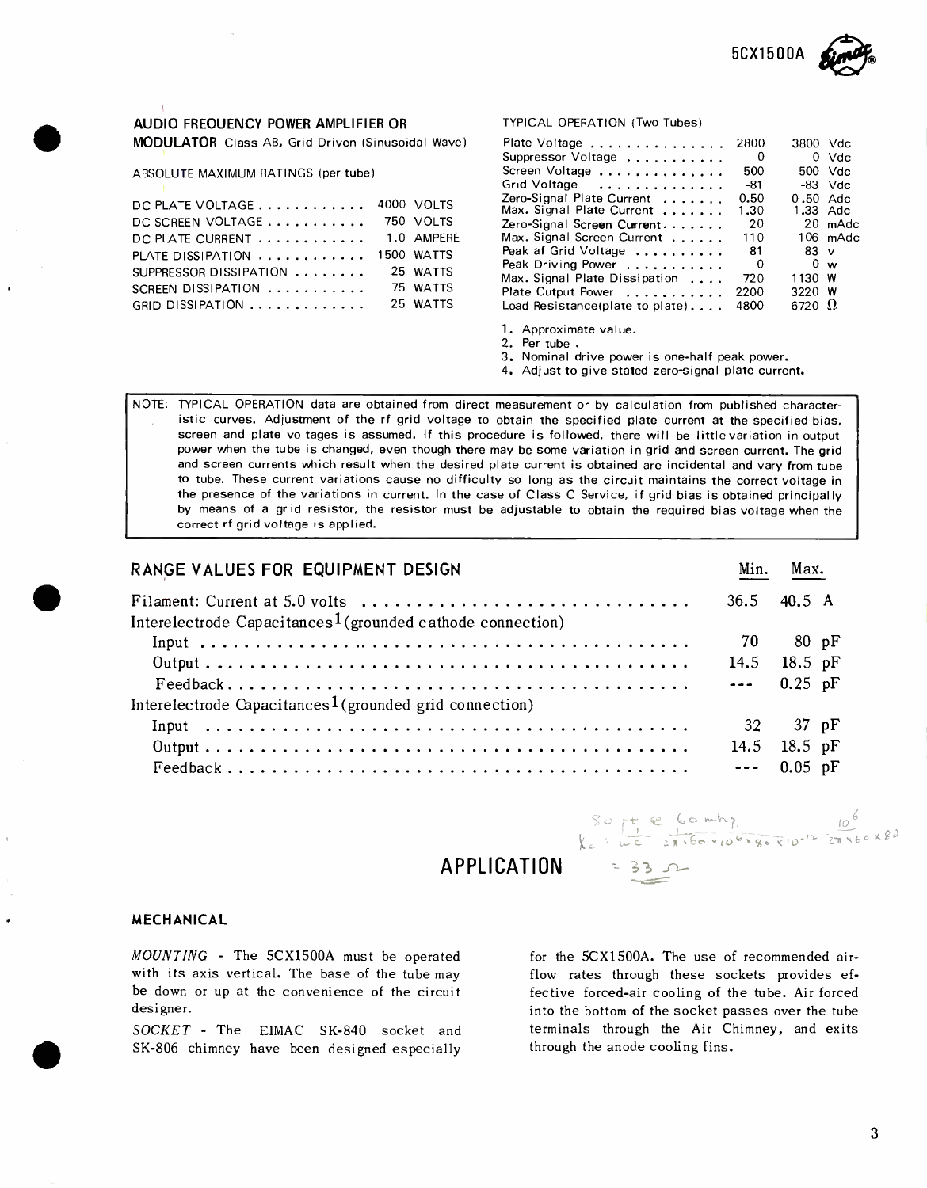## AUDIO FREQUENCY POWER AMPLIFIER OR MODULATOR Class AB, Grid Driven (Sinusoidal Wave)

ABSOLUTE MAXIMUM RATINGS (per tube)

| | | |
|---|---|---|
| DC PLATE VOLTAGE | 4000 | VOLTS |
| DC SCREEN VOLTAGE | 750 | VOLTS |
| DC PLATE CURRENT | 1.0 | AMPERE |
| PLATE DISSIPATION | 1500 | WATTS |
| SUPPRESSOR DISSIPATION | 25 | WATTS |
| SCREEN DISSIPATION | 75 | WATTS |
| GRID DISSIPATION | 25 | WATTS |

TYPICAL OPERATION (Two Tubes)

| | | | |
|---|---|---|---|
| Plate Voltage | 2800 | 3800 | Vdc |
| Suppressor Voltage | 0 | 0 | Vdc |
| Screen Voltage | 500 | 500 | Vdc |
| Grid Voltage | -81 | -83 | Vdc |
| Zero-Signal Plate Current | 0.50 | 0.50 | Adc |
| Max. Signal Plate Current | 1.30 | 1.33 | Adc |
| Zero-Signal Screen Current | 20 | 20 | mAdc |
| Max. Signal Screen Current | 110 | 106 | mAdc |
| Peak af Grid Voltage | 81 | 83 | v |
| Peak Driving Power | 0 | 0 | w |
| Max. Signal Plate Dissipation | 720 | 1130 | W |
| Plate Output Power | 2200 | 3220 | W |
| Load Resistance(plate to plate) | 4800 | 6720 | Ω |

1. Approximate value.
2. Per tube.
3. Nominal drive power is one-half peak power.
4. Adjust to give stated zero-signal plate current.

NOTE: TYPICAL OPERATION data are obtained from direct measurement or by calculation from published characteristic curves. Adjustment of the rf grid voltage to obtain the specified plate current at the specified bias, screen and plate voltages is assumed. If this procedure is followed, there will be little variation in output power when the tube is changed, even though there may be some variation in grid and screen current. The grid and screen currents which result when the desired plate current is obtained are incidental and vary from tube to tube. These current variations cause no difficulty so long as the circuit maintains the correct voltage in the presence of the variations in current. In the case of Class C Service, if grid bias is obtained principally by means of a grid resistor, the resistor must be adjustable to obtain the required bias voltage when the correct rf grid voltage is applied.

## RANGE VALUES FOR EQUIPMENT DESIGN

| | Min. | Max. | |
|---|---|---|---|
| Filament: Current at 5.0 volts | 36.5 | 40.5 | A |
| Interelectrode Capacitances[1] (grounded cathode connection) | | | |
| Input | 70 | 80 | pF |
| Output | 14.5 | 18.5 | pF |
| Feedback | --- | 0.25 | pF |
| Interelectrode Capacitances[1] (grounded grid connection) | | | |
| Input | 32 | 37 | pF |
| Output | 14.5 | 18.5 | pF |
| Feedback | --- | 0.05 | pF |

80 pf @ 60 mhz $X_c = \frac{1}{\omega C} = \frac{1}{2\pi \times 60 \times 10^6 \times 80 \times 10^{-12}} = \frac{10^6}{2\pi \times 60 \times 80} = 33\ \Omega$

# APPLICATION

### MECHANICAL

*MOUNTING* - The 5CX1500A must be operated with its axis vertical. The base of the tube may be down or up at the convenience of the circuit designer.

*SOCKET* - The EIMAC SK-840 socket and SK-806 chimney have been designed especially for the 5CX1500A. The use of recommended airflow rates through these sockets provides effective forced-air cooling of the tube. Air forced into the bottom of the socket passes over the tube terminals through the Air Chimney, and exits through the anode cooling fins.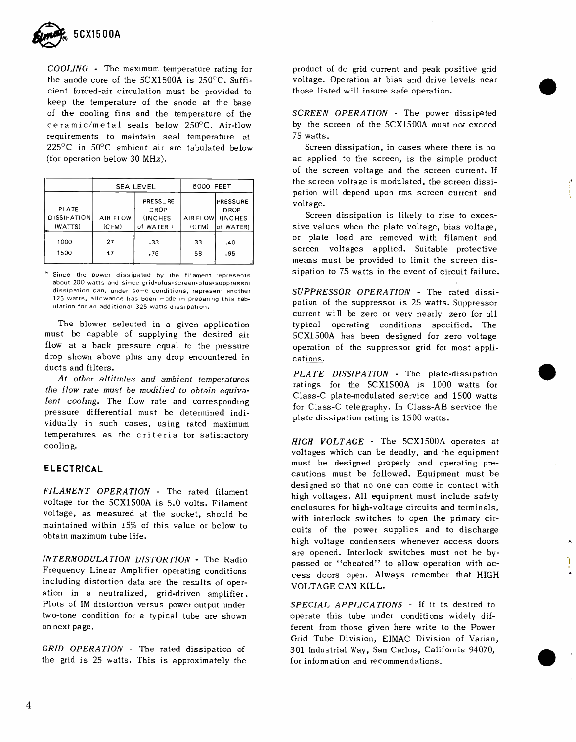*COOLING* - The maximum temperature rating for the anode core of the 5CX1500A is 250°C. Sufficient forced-air circulation must be provided to keep the temperature of the anode at the base of the cooling fins and the temperature of the ceramic/metal seals below 250°C. Air-flow requirements to maintain seal temperature at 225°C in 50°C ambient air are tabulated below (for operation below 30 MHz).

| | SEA LEVEL | | 6000 FEET | |
|---|---|---|---|---|
| PLATE DISSIPATION (WATTS) | AIR FLOW (CFM) | PRESSURE DROP (INCHES of WATER) | AIR FLOW (CFM) | PRESSURE DROP (INCHES of WATER) |
| 1000 | 27 | .33 | 33 | .40 |
| 1500 | 47 | .76 | 58 | .95 |

* Since the power dissipated by the filament represents about 200 watts and since grid-plus-screen-plus-suppressor dissipation can, under some conditions, represent another 125 watts, allowance has been made in preparing this tabulation for an additional 325 watts dissipation.

The blower selected in a given application must be capable of supplying the desired air flow at a back pressure equal to the pressure drop shown above plus any drop encountered in ducts and filters.

*At other altitudes and ambient temperatures the flow rate must be modified to obtain equivalent cooling.* The flow rate and corresponding pressure differential must be determined individually in such cases, using rated maximum temperatures as the criteria for satisfactory cooling.

## ELECTRICAL

*FILAMENT OPERATION* - The rated filament voltage for the 5CX1500A is 5.0 volts. Filament voltage, as measured at the socket, should be maintained within ±5% of this value or below to obtain maximum tube life.

*INTERMODULATION DISTORTION* - The Radio Frequency Linear Amplifier operating conditions including distortion data are the results of operation in a neutralized, grid-driven amplifier. Plots of IM distortion versus power output under two-tone condition for a typical tube are shown on next page.

*GRID OPERATION* - The rated dissipation of the grid is 25 watts. This is approximately the product of dc grid current and peak positive grid voltage. Operation at bias and drive levels near those listed will insure safe operation.

*SCREEN OPERATION* - The power dissipated by the screen of the 5CX1500A must not exceed 75 watts.

Screen dissipation, in cases where there is no ac applied to the screen, is the simple product of the screen voltage and the screen current. If the screen voltage is modulated, the screen dissipation will depend upon rms screen current and voltage.

Screen dissipation is likely to rise to excessive values when the plate voltage, bias voltage, or plate load are removed with filament and screen voltages applied. Suitable protective means must be provided to limit the screen dissipation to 75 watts in the event of circuit failure.

*SUPPRESSOR OPERATION* - The rated dissipation of the suppressor is 25 watts. Suppressor current will be zero or very nearly zero for all typical operating conditions specified. The 5CX1500A has been designed for zero voltage operation of the suppressor grid for most applications.

*PLATE DISSIPATION* - The plate-dissipation ratings for the 5CX1500A is 1000 watts for Class-C plate-modulated service and 1500 watts for Class-C telegraphy. In Class-AB service the plate dissipation rating is 1500 watts.

*HIGH VOLTAGE* - The 5CX1500A operates at voltages which can be deadly, and the equipment must be designed properly and operating precautions must be followed. Equipment must be designed so that no one can come in contact with high voltages. All equipment must include safety enclosures for high-voltage circuits and terminals, with interlock switches to open the primary circuits of the power supplies and to discharge high voltage condensers whenever access doors are opened. Interlock switches must not be bypassed or "cheated" to allow operation with access doors open. Always remember that HIGH VOLTAGE CAN KILL.

*SPECIAL APPLICATIONS* - If it is desired to operate this tube under conditions widely different from those given here write to the Power Grid Tube Division, EIMAC Division of Varian, 301 Industrial Way, San Carlos, California 94070, for information and recommendations.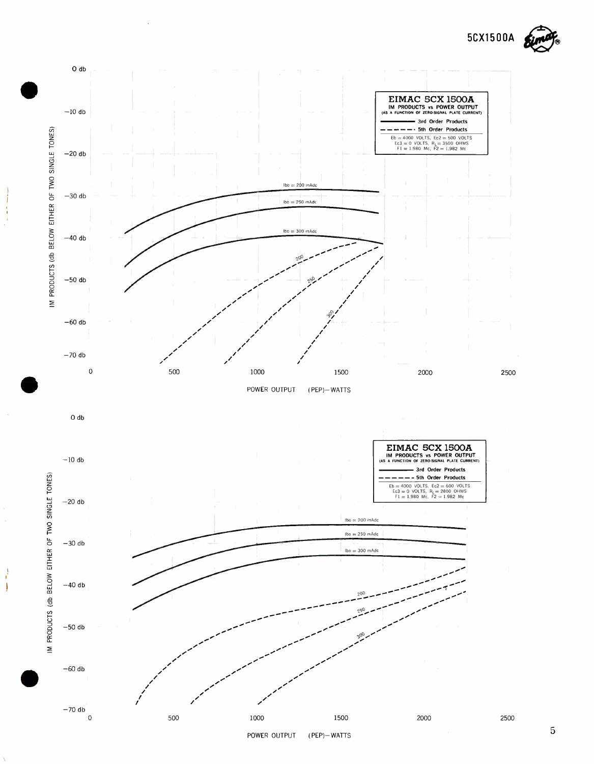**EIMAC 5CX 1500A**
**IM PRODUCTS vs POWER OUTPUT**
(AS A FUNCTION OF ZERO-SIGNAL PLATE CURRENT)

——— 3rd Order Products
– – – – 5th Order Products

$E_b$ = 4000 VOLTS, $E_{c2}$ = 500 VOLTS
$E_{c3}$ = 0 VOLTS, $R_L$ = 3500 OHMS
F1 = 1.980 Mc, F2 = 1.982 Mc

Ibo = 200 mAdc
Ibo = 250 mAdc
Ibo = 300 mAdc
200
250
300

IM PRODUCTS (db BELOW EITHER OF TWO SINGLE TONES)

0 db, −10 db, −20 db, −30 db, −40 db, −50 db, −60 db, −70 db

0, 500, 1000, 1500, 2000, 2500

POWER OUTPUT (PEP)—WATTS

**EIMAC 5CX 1500A**
**IM PRODUCTS vs POWER OUTPUT**
(AS A FUNCTION OF ZERO-SIGNAL PLATE CURRENT)

——— 3rd Order Products
– – – – 5th Order Products

$E_b$ = 4000 VOLTS, $E_{c2}$ = 600 VOLTS
$E_{c3}$ = 0 VOLTS, $R_L$ = 2800 OHMS
F1 = 1.980 Mc, F2 = 1.982 Mc

Ibo = 200 mAdc
Ibo = 250 mAdc
Ibo = 300 mAdc
200
250
300

IM PRODUCTS (db BELOW EITHER OF TWO SINGLE TONES)

0 db, −10 db, −20 db, −30 db, −40 db, −50 db, −60 db, −70 db

0, 500, 1000, 1500, 2000, 2500

POWER OUTPUT (PEP)—WATTS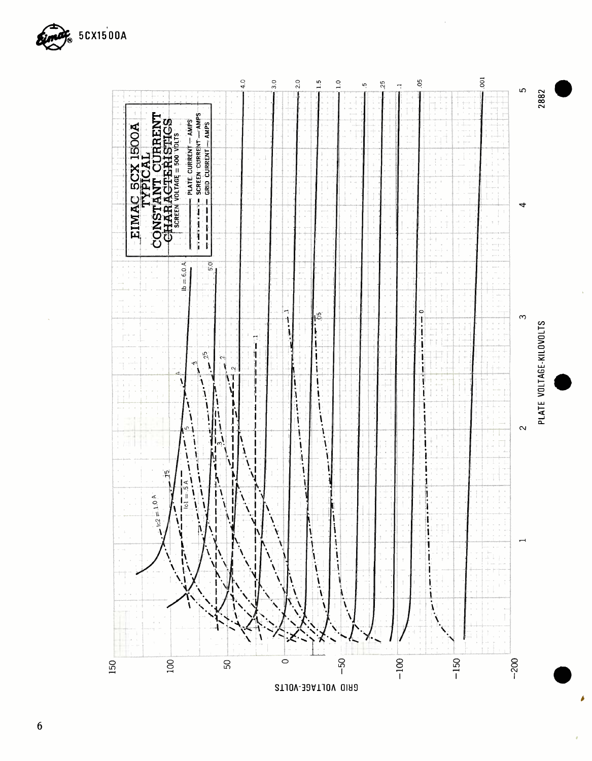EIMAC 5CX1500A

TYPICAL

CONSTANT CURRENT CHARACTERISTICS

SCREEN VOLTAGE = 500 VOLTS

——— PLATE CURRENT — AMPS

— · — · — SCREEN CURRENT — AMPS

— — — — GRID CURRENT — AMPS

GRID VOLTAGE-VOLTS

PLATE VOLTAGE-KILOVOLTS

2882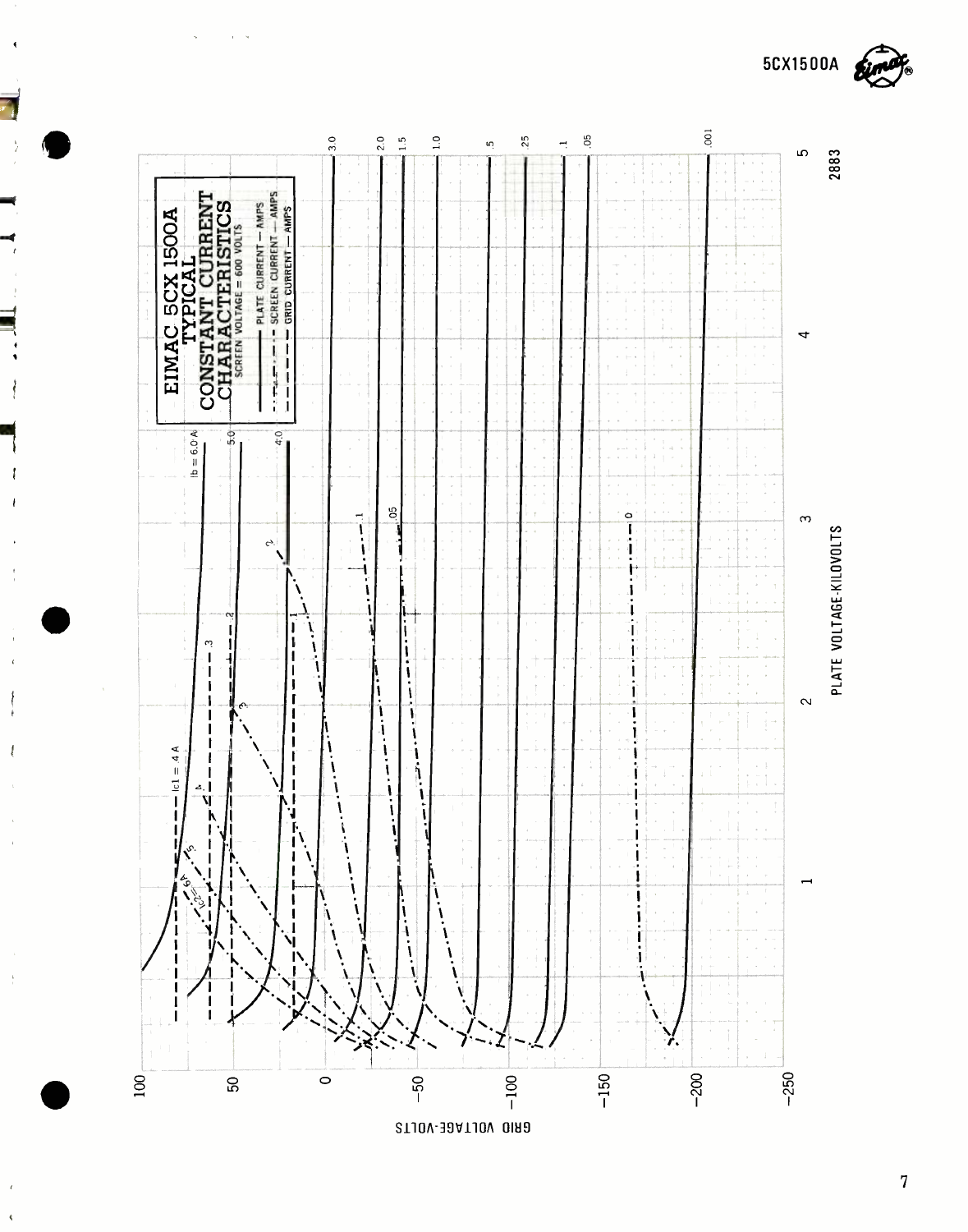# EIMAC 5CX 1500A TYPICAL CONSTANT CURRENT CHARACTERISTICS

SCREEN VOLTAGE = 600 VOLTS

- PLATE CURRENT — AMPS
- SCREEN CURRENT — AMPS
- GRID CURRENT — AMPS

GRID VOLTAGE-VOLTS

PLATE VOLTAGE-KILOVOLTS

2883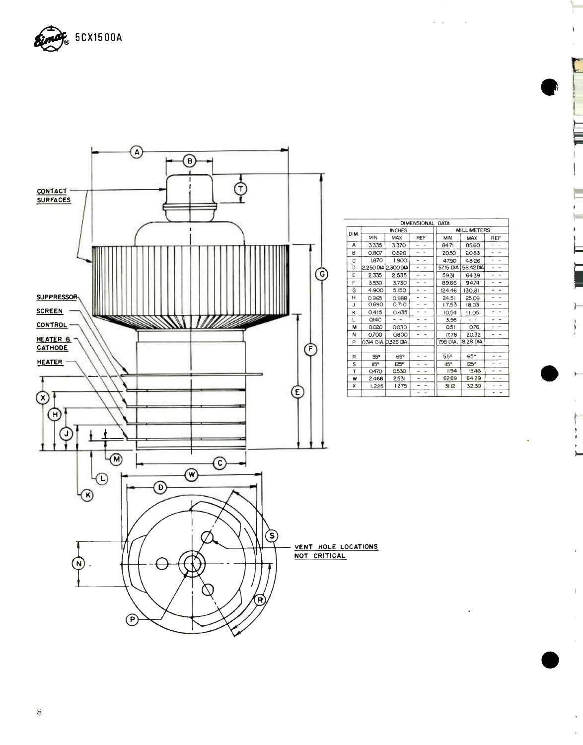CONTACT SURFACES

SUPPRESSOR

SCREEN

CONTROL

HEATER & CATHODE

HEATER

VENT HOLE LOCATIONS NOT CRITICAL

| DIMENSIONAL DATA | | | | | | |
|---|---|---|---|---|---|---|
| DIM. | INCHES | | | MILLIMETERS | | |
| | MIN | MAX | REF | MIN | MAX | REF |
| A | 3.335 | 3.370 | - - | 84.71 | 85.60 | - - |
| B | 0.807 | 0.820 | - - | 20.50 | 20.83 | - - |
| C | 1.870 | 1.900 | - - | 47.50 | 48.26 | - - |
| D | 2.250 DIA | 2.300 DIA | - - | 57.15 DIA | 58.42 DIA | - - |
| E | 2.335 | 2.535 | - - | 59.31 | 64.39 | - - |
| F | 3.530 | 3.730 | - - | 89.66 | 94.74 | - - |
| G | 4.900 | 5.150 | - - | 124.46 | 130.81 | - - |
| H | 0.965 | 0.988 | - - | 24.51 | 25.09 | - - |
| J | 0.690 | 0.710 | - - | 17.53 | 18.03 | - - |
| K | 0.415 | 0.435 | - - | 10.54 | 11.05 | - - |
| L | 0.140 | - - | - - | 3.56 | - - | - - |
| M | 0.020 | 0.030 | - - | 0.51 | 0.76 | - - |
| N | 0.700 | 0.800 | - - | 17.78 | 20.32 | - - |
| P | 0.314 DIA | 0.326 DIA. | - - | 7.98 DIA. | 8.28 DIA. | - - |
| | | | | | | |
| R | 55° | 65° | - - | 55° | 65° | - - |
| S | 115° | 125° | - - | 115° | 125° | - - |
| T | 0.470 | 0.530 | - - | 11.94 | 13.46 | - - |
| W | 2.468 | 2.531 | - - | 62.69 | 64.29 | - - |
| X | 1.225 | 1.275 | - - | 31.12 | 32.39 | - - |
| | | | - - | | | - - |